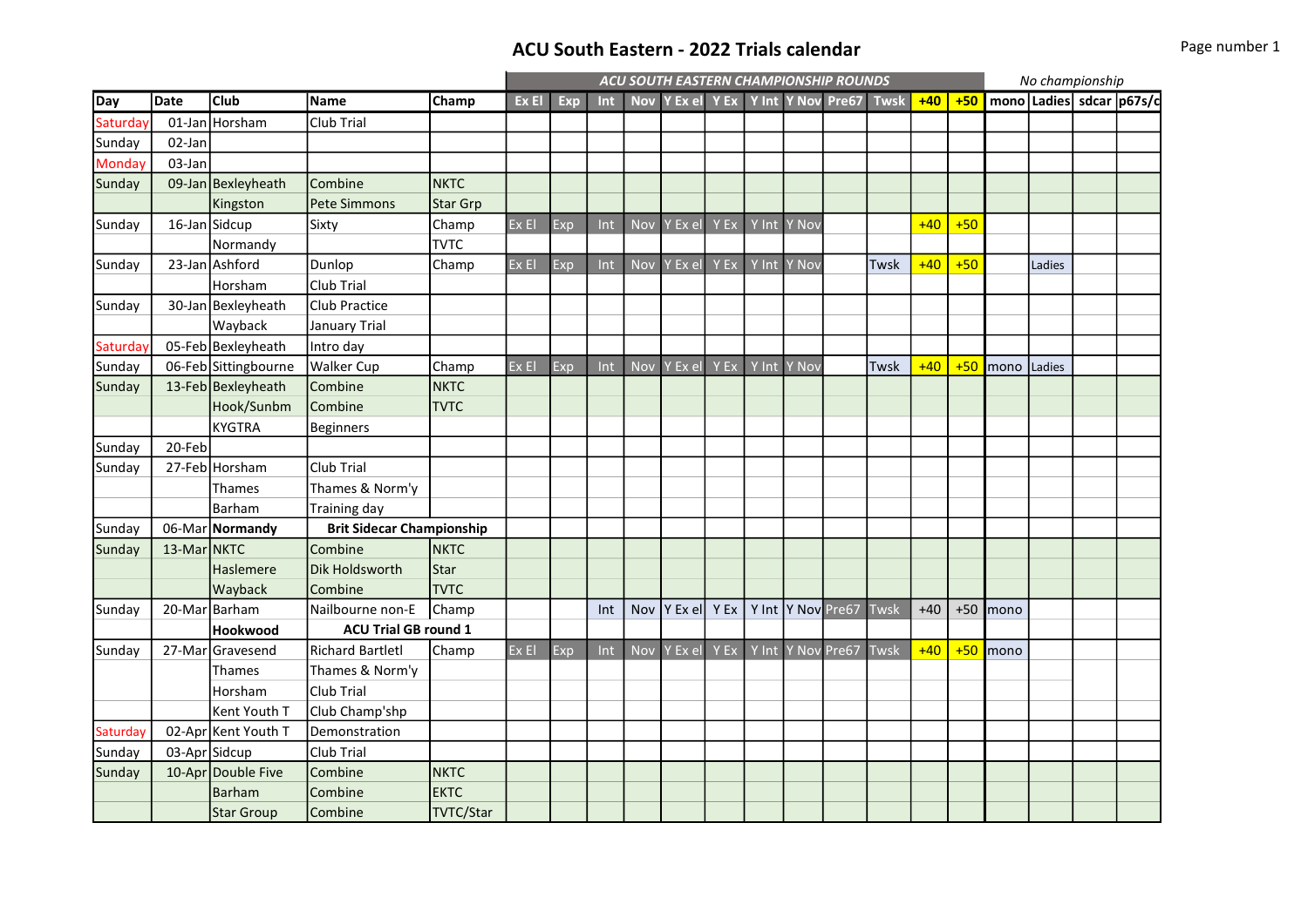# ACU South Eastern - 2022 Trials calendar

| Day | Date | Club | Name | Champ | ACU SOUTH EASTERN CHAMPIONSHIP ROUNDS | | | | | | | | | | | | No championship | | | |
|---|---|---|---|---|---|---|---|---|---|---|---|---|---|---|---|---|---|---|---|---|
| | | | | | Ex El | Exp | Int | Nov | Y Ex el | Y Ex | Y Int | Y Nov | Pre67 | Twsk | +40 | +50 | mono | Ladies | sdcar | p67s/c |
| Saturday | 01-Jan | Horsham | Club Trial | | | | | | | | | | | | | | | | | |
| Sunday | 02-Jan | | | | | | | | | | | | | | | | | | | |
| Monday | 03-Jan | | | | | | | | | | | | | | | | | | | |
| Sunday | 09-Jan | Bexleyheath | Combine | NKTC | | | | | | | | | | | | | | | | |
| | | Kingston | Pete Simmons | Star Grp | | | | | | | | | | | | | | | | |
| Sunday | 16-Jan | Sidcup | Sixty | Champ | Ex El | Exp | Int | Nov | Y Ex el | Y Ex | Y Int | Y Nov | | | +40 | +50 | | | | |
| | | Normandy | | TVTC | | | | | | | | | | | | | | | | |
| Sunday | 23-Jan | Ashford | Dunlop | Champ | Ex El | Exp | Int | Nov | Y Ex el | Y Ex | Y Int | Y Nov | | Twsk | +40 | +50 | | Ladies | | |
| | | Horsham | Club Trial | | | | | | | | | | | | | | | | | |
| Sunday | 30-Jan | Bexleyheath | Club Practice | | | | | | | | | | | | | | | | | |
| | | Wayback | January Trial | | | | | | | | | | | | | | | | | |
| Saturday | 05-Feb | Bexleyheath | Intro day | | | | | | | | | | | | | | | | | |
| Sunday | 06-Feb | Sittingbourne | Walker Cup | Champ | Ex El | Exp | Int | Nov | Y Ex el | Y Ex | Y Int | Y Nov | | Twsk | +40 | +50 | mono | Ladies | | |
| Sunday | 13-Feb | Bexleyheath | Combine | NKTC | | | | | | | | | | | | | | | | |
| | | Hook/Sunbm | Combine | TVTC | | | | | | | | | | | | | | | | |
| | | KYGTRA | Beginners | | | | | | | | | | | | | | | | | |
| Sunday | 20-Feb | | | | | | | | | | | | | | | | | | | |
| Sunday | 27-Feb | Horsham | Club Trial | | | | | | | | | | | | | | | | | |
| | | Thames | Thames & Norm'y | | | | | | | | | | | | | | | | | |
| | | Barham | Training day | | | | | | | | | | | | | | | | | |
| Sunday | 06-Mar | **Normandy** | **Brit Sidecar Championship** | | | | | | | | | | | | | | | | | |
| Sunday | 13-Mar | NKTC | Combine | NKTC | | | | | | | | | | | | | | | | |
| | | Haslemere | Dik Holdsworth | Star | | | | | | | | | | | | | | | | |
| | | Wayback | Combine | TVTC | | | | | | | | | | | | | | | | |
| Sunday | 20-Mar | Barham | Nailbourne non-E | Champ | | | Int | Nov | Y Ex el | Y Ex | Y Int | Y Nov | Pre67 | Twsk | +40 | +50 | mono | | | |
| | | **Hookwood** | **ACU Trial GB round 1** | | | | | | | | | | | | | | | | | |
| Sunday | 27-Mar | Gravesend | Richard Bartletl | Champ | Ex El | Exp | Int | Nov | Y Ex el | Y Ex | Y Int | Y Nov | Pre67 | Twsk | +40 | +50 | mono | | | |
| | | Thames | Thames & Norm'y | | | | | | | | | | | | | | | | | |
| | | Horsham | Club Trial | | | | | | | | | | | | | | | | | |
| | | Kent Youth T | Club Champ'ship | | | | | | | | | | | | | | | | | |
| Saturday | 02-Apr | Kent Youth T | Demonstration | | | | | | | | | | | | | | | | | |
| Sunday | 03-Apr | Sidcup | Club Trial | | | | | | | | | | | | | | | | | |
| Sunday | 10-Apr | Double Five | Combine | NKTC | | | | | | | | | | | | | | | | |
| | | Barham | Combine | EKTC | | | | | | | | | | | | | | | | |
| | | Star Group | Combine | TVTC/Star | | | | | | | | | | | | | | | | |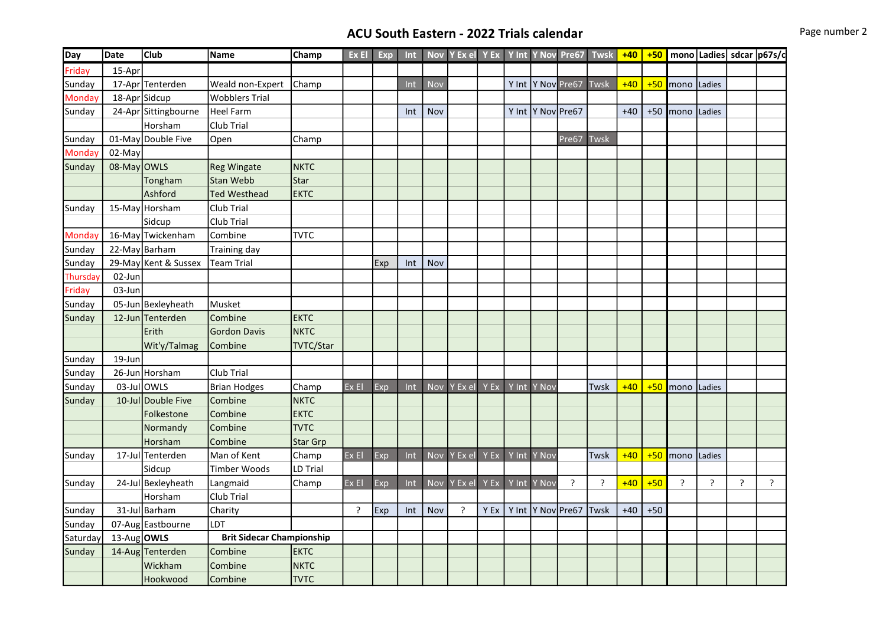# ACU South Eastern - 2022 Trials calendar

| Day | Date | Club | Name | Champ | Ex El | Exp | Int | Nov | Y Ex el | Y Ex | Y Int | Y Nov | Pre67 | Twsk | +40 | +50 | mono | Ladies | sdcar | p67s/c |
|---|---|---|---|---|---|---|---|---|---|---|---|---|---|---|---|---|---|---|---|---|
| Friday | 15-Apr | | | | | | | | | | | | | | | | | | | |
| Sunday | 17-Apr | Tenterden | Weald non-Expert | Champ | | | Int | Nov | | | Y Int | Y Nov | Pre67 | Twsk | +40 | +50 | mono | Ladies | | |
| Monday | 18-Apr | Sidcup | Wobblers Trial | | | | | | | | | | | | | | | | | |
| Sunday | 24-Apr | Sittingbourne | Heel Farm | | | | Int | Nov | | | Y Int | Y Nov | Pre67 | | +40 | +50 | mono | Ladies | | |
| | | Horsham | Club Trial | | | | | | | | | | | | | | | | | |
| Sunday | 01-May | Double Five | Open | Champ | | | | | | | | | Pre67 | Twsk | | | | | | |
| Monday | 02-May | | | | | | | | | | | | | | | | | | | |
| Sunday | 08-May | OWLS | Reg Wingate | NKTC | | | | | | | | | | | | | | | | |
| | | Tongham | Stan Webb | Star | | | | | | | | | | | | | | | | |
| | | Ashford | Ted Westhead | EKTC | | | | | | | | | | | | | | | | |
| Sunday | 15-May | Horsham | Club Trial | | | | | | | | | | | | | | | | | |
| | | Sidcup | Club Trial | | | | | | | | | | | | | | | | | |
| Monday | 16-May | Twickenham | Combine | TVTC | | | | | | | | | | | | | | | | |
| Sunday | 22-May | Barham | Training day | | | | | | | | | | | | | | | | | |
| Sunday | 29-May | Kent & Sussex | Team Trial | | | Exp | Int | Nov | | | | | | | | | | | | |
| Thursday | 02-Jun | | | | | | | | | | | | | | | | | | | |
| Friday | 03-Jun | | | | | | | | | | | | | | | | | | | |
| Sunday | 05-Jun | Bexleyheath | Musket | | | | | | | | | | | | | | | | | |
| Sunday | 12-Jun | Tenterden | Combine | EKTC | | | | | | | | | | | | | | | | |
| | | Erith | Gordon Davis | NKTC | | | | | | | | | | | | | | | | |
| | | Wit'y/Talmag | Combine | TVTC/Star | | | | | | | | | | | | | | | | |
| Sunday | 19-Jun | | | | | | | | | | | | | | | | | | | |
| Sunday | 26-Jun | Horsham | Club Trial | | | | | | | | | | | | | | | | | |
| Sunday | 03-Jul | OWLS | Brian Hodges | Champ | Ex El | Exp | Int | Nov | Y Ex el | Y Ex | Y Int | Y Nov | | Twsk | +40 | +50 | mono | Ladies | | |
| Sunday | 10-Jul | Double Five | Combine | NKTC | | | | | | | | | | | | | | | | |
| | | Folkestone | Combine | EKTC | | | | | | | | | | | | | | | | |
| | | Normandy | Combine | TVTC | | | | | | | | | | | | | | | | |
| | | Horsham | Combine | Star Grp | | | | | | | | | | | | | | | | |
| Sunday | 17-Jul | Tenterden | Man of Kent | Champ | Ex El | Exp | Int | Nov | Y Ex el | Y Ex | Y Int | Y Nov | | Twsk | +40 | +50 | mono | Ladies | | |
| | | Sidcup | Timber Woods | LD Trial | | | | | | | | | | | | | | | | |
| Sunday | 24-Jul | Bexleyheath | Langmaid | Champ | Ex El | Exp | Int | Nov | Y Ex el | Y Ex | Y Int | Y Nov | ? | ? | +40 | +50 | ? | ? | ? | ? |
| | | Horsham | Club Trial | | | | | | | | | | | | | | | | | |
| Sunday | 31-Jul | Barham | Charity | | ? | Exp | Int | Nov | ? | Y Ex | Y Int | Y Nov | Pre67 | Twsk | +40 | +50 | | | | |
| Sunday | 07-Aug | Eastbourne | LDT | | | | | | | | | | | | | | | | | |
| Saturday | 13-Aug | **OWLS** | **Brit Sidecar Championship** | | | | | | | | | | | | | | | | | |
| Sunday | 14-Aug | Tenterden | Combine | EKTC | | | | | | | | | | | | | | | | |
| | | Wickham | Combine | NKTC | | | | | | | | | | | | | | | | |
| | | Hookwood | Combine | TVTC | | | | | | | | | | | | | | | | |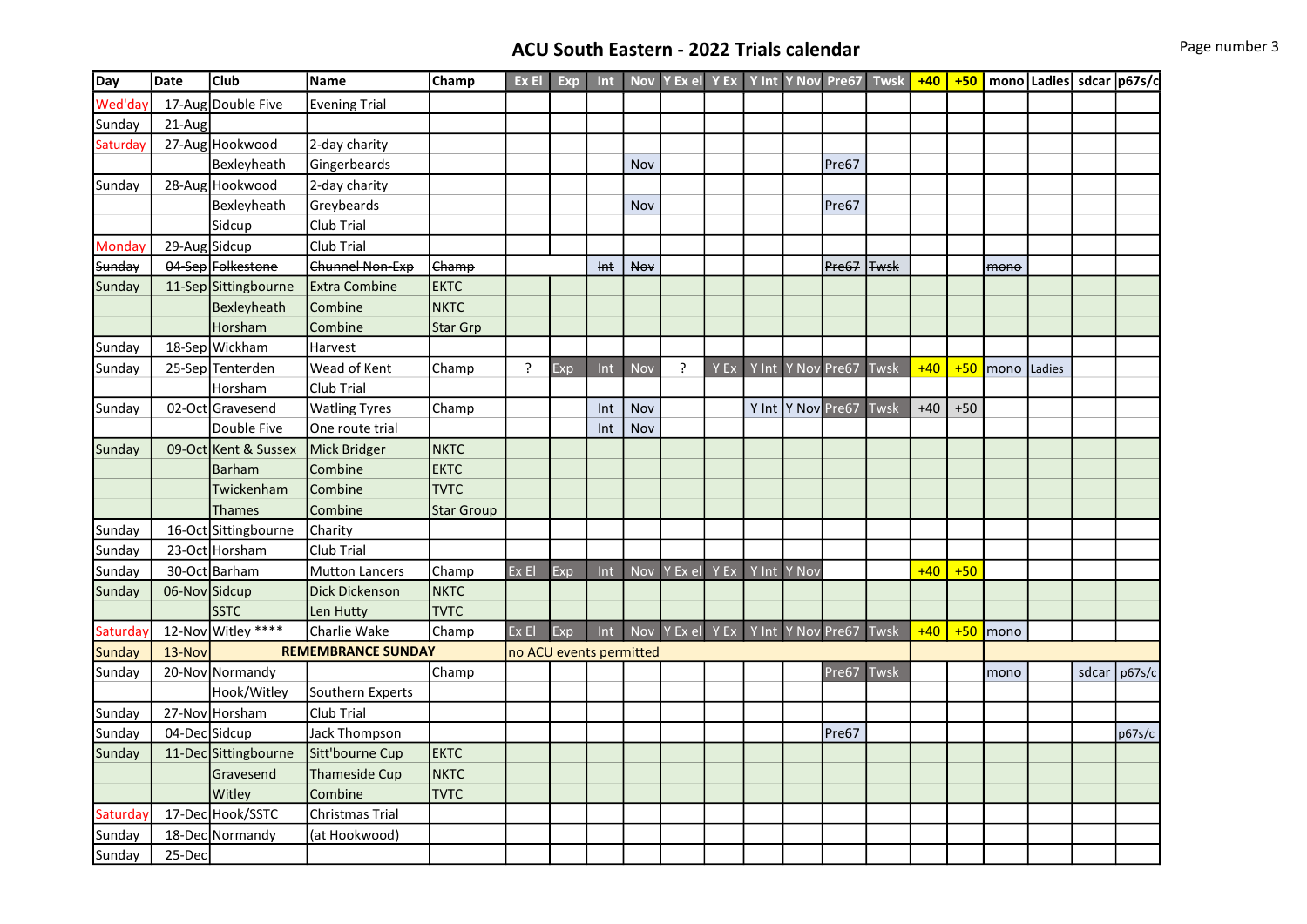# ACU South Eastern - 2022 Trials calendar

| Day | Date | Club | Name | Champ | Ex El | Exp | Int | Nov | Y Ex el | Y Ex | Y Int | Y Nov | Pre67 | Twsk | +40 | +50 | mono | Ladies | sdcar | p67s/c |
|---|---|---|---|---|---|---|---|---|---|---|---|---|---|---|---|---|---|---|---|---|
| Wed'day | 17-Aug | Double Five | Evening Trial | | | | | | | | | | | | | | | | | |
| Sunday | 21-Aug | | | | | | | | | | | | | | | | | | | |
| Saturday | 27-Aug | Hookwood | 2-day charity | | | | | | | | | | | | | | | | | |
| | | Bexleyheath | Gingerbeards | | | | | Nov | | | | | Pre67 | | | | | | | |
| Sunday | 28-Aug | Hookwood | 2-day charity | | | | | | | | | | | | | | | | | |
| | | Bexleyheath | Greybeards | | | | | Nov | | | | | Pre67 | | | | | | | |
| | | Sidcup | Club Trial | | | | | | | | | | | | | | | | | |
| Monday | 29-Aug | Sidcup | Club Trial | | | | | | | | | | | | | | | | | |
| ~~Sunday~~ | ~~04-Sep~~ | ~~Folkestone~~ | ~~Chunnel Non-Exp~~ | ~~Champ~~ | | | ~~Int~~ | ~~Nov~~ | | | | | ~~Pre67~~ | ~~Twsk~~ | | | ~~mono~~ | | | |
| Sunday | 11-Sep | Sittingbourne | Extra Combine | EKTC | | | | | | | | | | | | | | | | |
| | | Bexleyheath | Combine | NKTC | | | | | | | | | | | | | | | | |
| | | Horsham | Combine | Star Grp | | | | | | | | | | | | | | | | |
| Sunday | 18-Sep | Wickham | Harvest | | | | | | | | | | | | | | | | | |
| Sunday | 25-Sep | Tenterden | Wead of Kent | Champ | ? | Exp | Int | Nov | ? | Y Ex | Y Int | Y Nov | Pre67 | Twsk | +40 | +50 | mono | Ladies | | |
| | | Horsham | Club Trial | | | | | | | | | | | | | | | | | |
| Sunday | 02-Oct | Gravesend | Watling Tyres | Champ | | | Int | Nov | | | Y Int | Y Nov | Pre67 | Twsk | +40 | +50 | | | | |
| | | Double Five | One route trial | | | | Int | Nov | | | | | | | | | | | | |
| Sunday | 09-Oct | Kent & Sussex | Mick Bridger | NKTC | | | | | | | | | | | | | | | | |
| | | Barham | Combine | EKTC | | | | | | | | | | | | | | | | |
| | | Twickenham | Combine | TVTC | | | | | | | | | | | | | | | | |
| | | Thames | Combine | Star Group | | | | | | | | | | | | | | | | |
| Sunday | 16-Oct | Sittingbourne | Charity | | | | | | | | | | | | | | | | | |
| Sunday | 23-Oct | Horsham | Club Trial | | | | | | | | | | | | | | | | | |
| Sunday | 30-Oct | Barham | Mutton Lancers | Champ | Ex El | Exp | Int | Nov | Y Ex el | Y Ex | Y Int | Y Nov | | | +40 | +50 | | | | |
| Sunday | 06-Nov | Sidcup | Dick Dickenson | NKTC | | | | | | | | | | | | | | | | |
| | | SSTC | Len Hutty | TVTC | | | | | | | | | | | | | | | | |
| Saturday | 12-Nov | Witley **** | Charlie Wake | Champ | Ex El | Exp | Int | Nov | Y Ex el | Y Ex | Y Int | Y Nov | Pre67 | Twsk | +40 | +50 | mono | | | |
| Sunday | 13-Nov | REMEMBRANCE SUNDAY | | | no ACU events permitted | | | | | | | | | | | | | | | |
| Sunday | 20-Nov | Normandy | | Champ | | | | | | | | | Pre67 | Twsk | | | mono | | sdcar | p67s/c |
| | | Hook/Witley | Southern Experts | | | | | | | | | | | | | | | | | |
| Sunday | 27-Nov | Horsham | Club Trial | | | | | | | | | | | | | | | | | |
| Sunday | 04-Dec | Sidcup | Jack Thompson | | | | | | | | | | Pre67 | | | | | | | p67s/c |
| Sunday | 11-Dec | Sittingbourne | Sitt'bourne Cup | EKTC | | | | | | | | | | | | | | | | |
| | | Gravesend | Thameside Cup | NKTC | | | | | | | | | | | | | | | | |
| | | Witley | Combine | TVTC | | | | | | | | | | | | | | | | |
| Saturday | 17-Dec | Hook/SSTC | Christmas Trial | | | | | | | | | | | | | | | | | |
| Sunday | 18-Dec | Normandy | (at Hookwood) | | | | | | | | | | | | | | | | | |
| Sunday | 25-Dec | | | | | | | | | | | | | | | | | | | |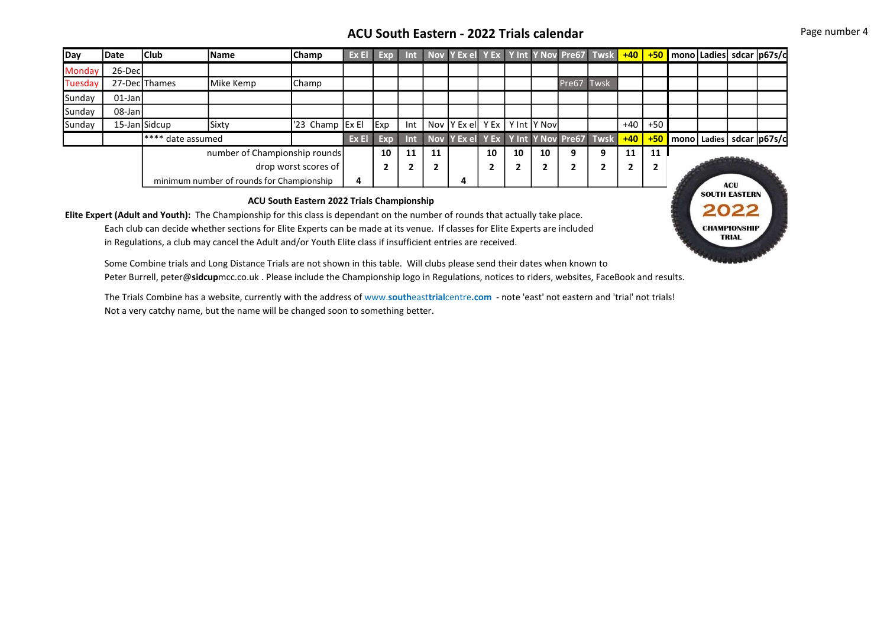## ACU South Eastern - 2022 Trials calendar

| Day | Date | Club | Name | Champ | Ex El | Exp | Int | Nov | Y Ex el | Y Ex | Y Int | Y Nov | Pre67 | Twsk | +40 | +50 | mono | Ladies | sdcar | p67s/c |
|---|---|---|---|---|---|---|---|---|---|---|---|---|---|---|---|---|---|---|---|---|
| Monday | 26-Dec | | | | | | | | | | | | | | | | | | | |
| Tuesday | 27-Dec | Thames | Mike Kemp | Champ | | | | | | | | | Pre67 | Twsk | | | | | | |
| Sunday | 01-Jan | | | | | | | | | | | | | | | | | | | |
| Sunday | 08-Jan | | | | | | | | | | | | | | | | | | | |
| Sunday | 15-Jan | Sidcup | Sixty | '23 Champ | Ex El | Exp | Int | Nov | Y Ex el | Y Ex | Y Int | Y Nov | | | +40 | +50 | | | | |
| | | **** date assumed | | | Ex El | Exp | Int | Nov | Y Ex el | Y Ex | Y Int | Y Nov | Pre67 | Twsk | +40 | +50 | mono | Ladies | sdcar | p67s/c |
| | | number of Championship rounds | | | | 10 | 11 | 11 | | 10 | 10 | 10 | 9 | 9 | 11 | 11 | | | | |
| | | drop worst scores of | | | | 2 | 2 | 2 | | 2 | 2 | 2 | 2 | 2 | 2 | 2 | | | | |
| | | minimum number of rounds for Championship | | | 4 | | | | 4 | | | | | | | | | | | |

### ACU South Eastern 2022 Trials Championship

**Elite Expert (Adult and Youth):** The Championship for this class is dependant on the number of rounds that actually take place. Each club can decide whether sections for Elite Experts can be made at its venue. If classes for Elite Experts are included in Regulations, a club may cancel the Adult and/or Youth Elite class if insufficient entries are received.

Some Combine trials and Long Distance Trials are not shown in this table. Will clubs please send their dates when known to Peter Burrell, peter@**sidcup**mcc.co.uk . Please include the Championship logo in Regulations, notices to riders, websites, FaceBook and results.

The Trials Combine has a website, currently with the address of www.**southeast****trial**centre**.com** - note 'east' not eastern and 'trial' not trials! Not a very catchy name, but the name will be changed soon to something better.

ACU SOUTH EASTERN 2022 CHAMPIONSHIP TRIAL